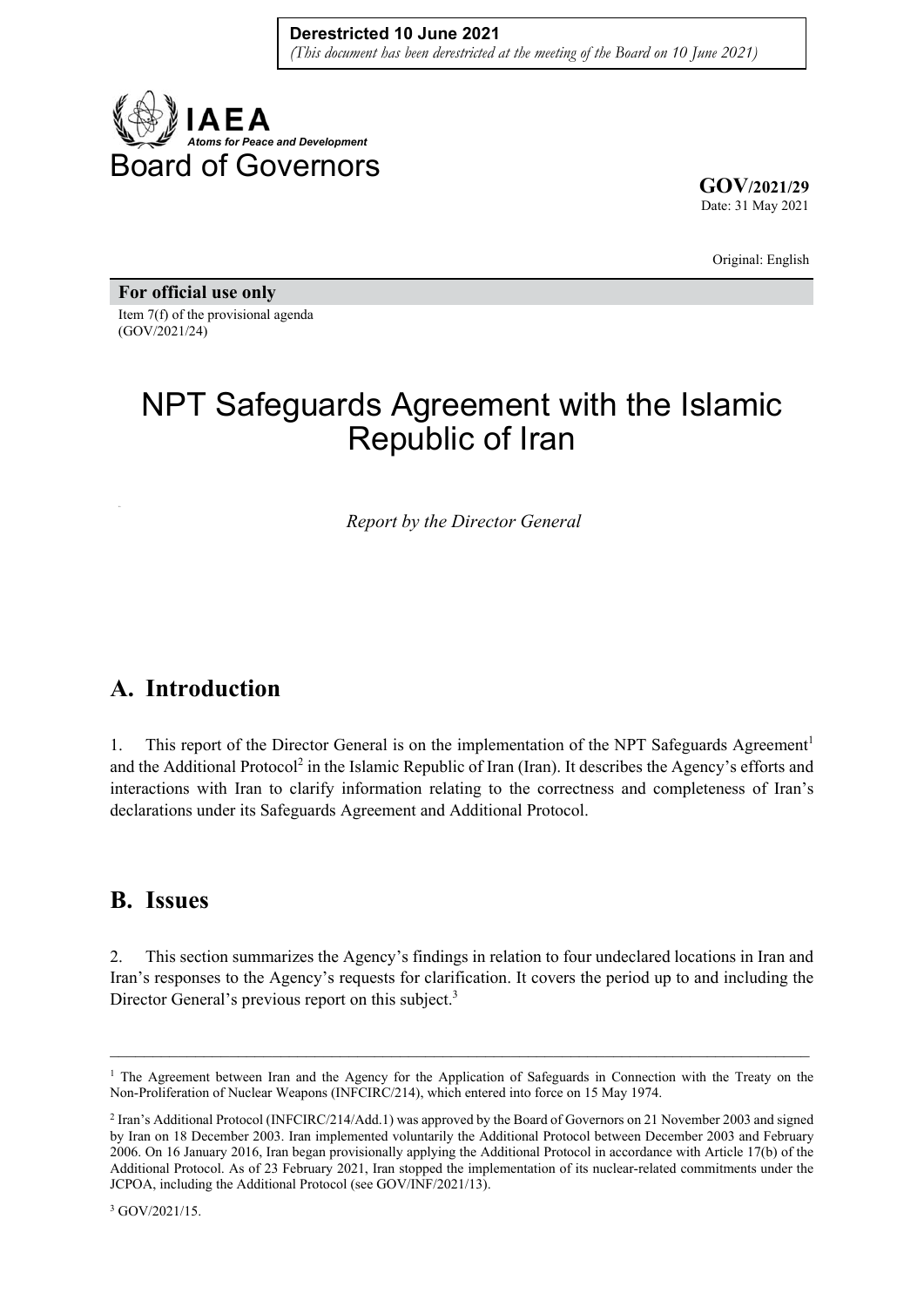**Derestricted 10 June 2021**
*(This document has been derestricted at the meeting of the Board on 10 June 2021)*

**IAEA**
*Atoms for Peace and Development*

Board of Governors

**GOV/2021/29**
Date: 31 May 2021

Original: English

**For official use only**

Item 7(f) of the provisional agenda
(GOV/2021/24)

# NPT Safeguards Agreement with the Islamic Republic of Iran

*Report by the Director General*

## A. Introduction

1. This report of the Director General is on the implementation of the NPT Safeguards Agreement[1] and the Additional Protocol[2] in the Islamic Republic of Iran (Iran). It describes the Agency's efforts and interactions with Iran to clarify information relating to the correctness and completeness of Iran's declarations under its Safeguards Agreement and Additional Protocol.

## B. Issues

2. This section summarizes the Agency's findings in relation to four undeclared locations in Iran and Iran's responses to the Agency's requests for clarification. It covers the period up to and including the Director General's previous report on this subject.[3]

---

[1] The Agreement between Iran and the Agency for the Application of Safeguards in Connection with the Treaty on the Non-Proliferation of Nuclear Weapons (INFCIRC/214), which entered into force on 15 May 1974.

[2] Iran's Additional Protocol (INFCIRC/214/Add.1) was approved by the Board of Governors on 21 November 2003 and signed by Iran on 18 December 2003. Iran implemented voluntarily the Additional Protocol between December 2003 and February 2006. On 16 January 2016, Iran began provisionally applying the Additional Protocol in accordance with Article 17(b) of the Additional Protocol. As of 23 February 2021, Iran stopped the implementation of its nuclear-related commitments under the JCPOA, including the Additional Protocol (see GOV/INF/2021/13).

[3] GOV/2021/15.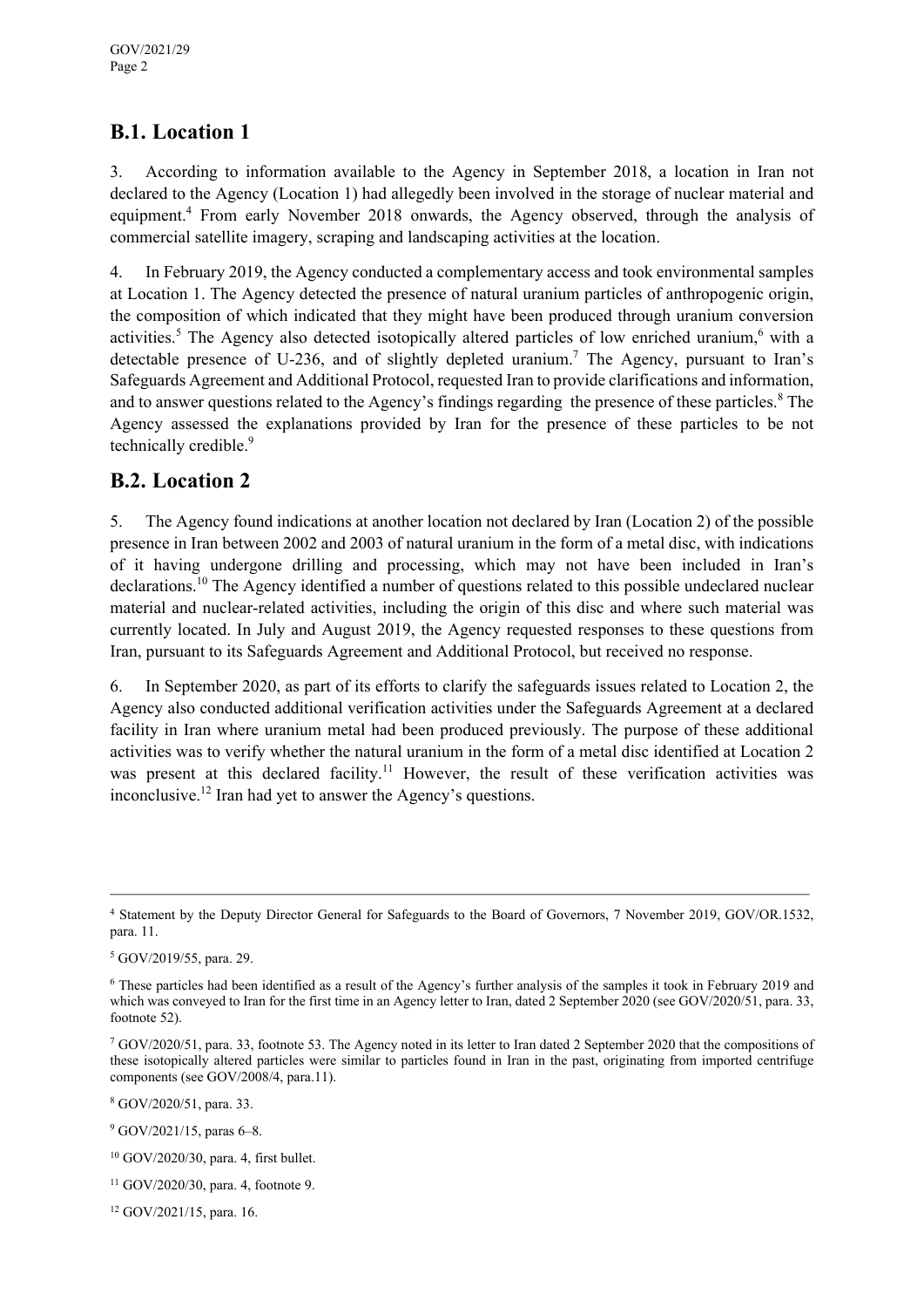## B.1. Location 1

3. According to information available to the Agency in September 2018, a location in Iran not declared to the Agency (Location 1) had allegedly been involved in the storage of nuclear material and equipment.[4] From early November 2018 onwards, the Agency observed, through the analysis of commercial satellite imagery, scraping and landscaping activities at the location.

4. In February 2019, the Agency conducted a complementary access and took environmental samples at Location 1. The Agency detected the presence of natural uranium particles of anthropogenic origin, the composition of which indicated that they might have been produced through uranium conversion activities.[5] The Agency also detected isotopically altered particles of low enriched uranium,[6] with a detectable presence of U-236, and of slightly depleted uranium.[7] The Agency, pursuant to Iran's Safeguards Agreement and Additional Protocol, requested Iran to provide clarifications and information, and to answer questions related to the Agency's findings regarding the presence of these particles.[8] The Agency assessed the explanations provided by Iran for the presence of these particles to be not technically credible.[9]

## B.2. Location 2

5. The Agency found indications at another location not declared by Iran (Location 2) of the possible presence in Iran between 2002 and 2003 of natural uranium in the form of a metal disc, with indications of it having undergone drilling and processing, which may not have been included in Iran's declarations.[10] The Agency identified a number of questions related to this possible undeclared nuclear material and nuclear-related activities, including the origin of this disc and where such material was currently located. In July and August 2019, the Agency requested responses to these questions from Iran, pursuant to its Safeguards Agreement and Additional Protocol, but received no response.

6. In September 2020, as part of its efforts to clarify the safeguards issues related to Location 2, the Agency also conducted additional verification activities under the Safeguards Agreement at a declared facility in Iran where uranium metal had been produced previously. The purpose of these additional activities was to verify whether the natural uranium in the form of a metal disc identified at Location 2 was present at this declared facility.[11] However, the result of these verification activities was inconclusive.[12] Iran had yet to answer the Agency's questions.

---

[4] Statement by the Deputy Director General for Safeguards to the Board of Governors, 7 November 2019, GOV/OR.1532, para. 11.

[5] GOV/2019/55, para. 29.

[6] These particles had been identified as a result of the Agency's further analysis of the samples it took in February 2019 and which was conveyed to Iran for the first time in an Agency letter to Iran, dated 2 September 2020 (see GOV/2020/51, para. 33, footnote 52).

[7] GOV/2020/51, para. 33, footnote 53. The Agency noted in its letter to Iran dated 2 September 2020 that the compositions of these isotopically altered particles were similar to particles found in Iran in the past, originating from imported centrifuge components (see GOV/2008/4, para.11).

[8] GOV/2020/51, para. 33.

[9] GOV/2021/15, paras 6–8.

[10] GOV/2020/30, para. 4, first bullet.

[11] GOV/2020/30, para. 4, footnote 9.

[12] GOV/2021/15, para. 16.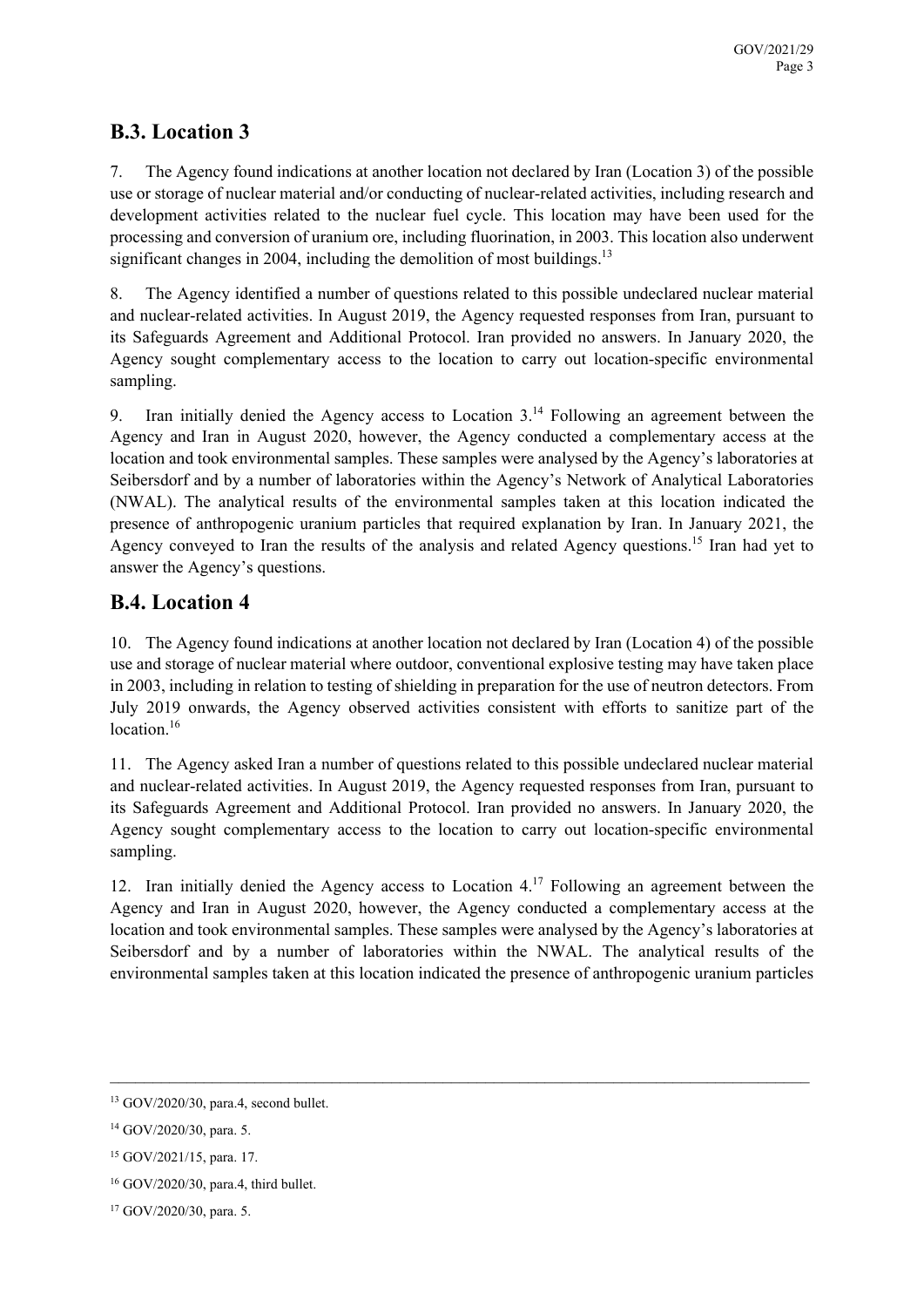## B.3. Location 3

7. The Agency found indications at another location not declared by Iran (Location 3) of the possible use or storage of nuclear material and/or conducting of nuclear-related activities, including research and development activities related to the nuclear fuel cycle. This location may have been used for the processing and conversion of uranium ore, including fluorination, in 2003. This location also underwent significant changes in 2004, including the demolition of most buildings.[13]

8. The Agency identified a number of questions related to this possible undeclared nuclear material and nuclear-related activities. In August 2019, the Agency requested responses from Iran, pursuant to its Safeguards Agreement and Additional Protocol. Iran provided no answers. In January 2020, the Agency sought complementary access to the location to carry out location-specific environmental sampling.

9. Iran initially denied the Agency access to Location 3.[14] Following an agreement between the Agency and Iran in August 2020, however, the Agency conducted a complementary access at the location and took environmental samples. These samples were analysed by the Agency's laboratories at Seibersdorf and by a number of laboratories within the Agency's Network of Analytical Laboratories (NWAL). The analytical results of the environmental samples taken at this location indicated the presence of anthropogenic uranium particles that required explanation by Iran. In January 2021, the Agency conveyed to Iran the results of the analysis and related Agency questions.[15] Iran had yet to answer the Agency's questions.

## B.4. Location 4

10. The Agency found indications at another location not declared by Iran (Location 4) of the possible use and storage of nuclear material where outdoor, conventional explosive testing may have taken place in 2003, including in relation to testing of shielding in preparation for the use of neutron detectors. From July 2019 onwards, the Agency observed activities consistent with efforts to sanitize part of the location.[16]

11. The Agency asked Iran a number of questions related to this possible undeclared nuclear material and nuclear-related activities. In August 2019, the Agency requested responses from Iran, pursuant to its Safeguards Agreement and Additional Protocol. Iran provided no answers. In January 2020, the Agency sought complementary access to the location to carry out location-specific environmental sampling.

12. Iran initially denied the Agency access to Location 4.[17] Following an agreement between the Agency and Iran in August 2020, however, the Agency conducted a complementary access at the location and took environmental samples. These samples were analysed by the Agency's laboratories at Seibersdorf and by a number of laboratories within the NWAL. The analytical results of the environmental samples taken at this location indicated the presence of anthropogenic uranium particles

---

[13] GOV/2020/30, para.4, second bullet.

[14] GOV/2020/30, para. 5.

[15] GOV/2021/15, para. 17.

[16] GOV/2020/30, para.4, third bullet.

[17] GOV/2020/30, para. 5.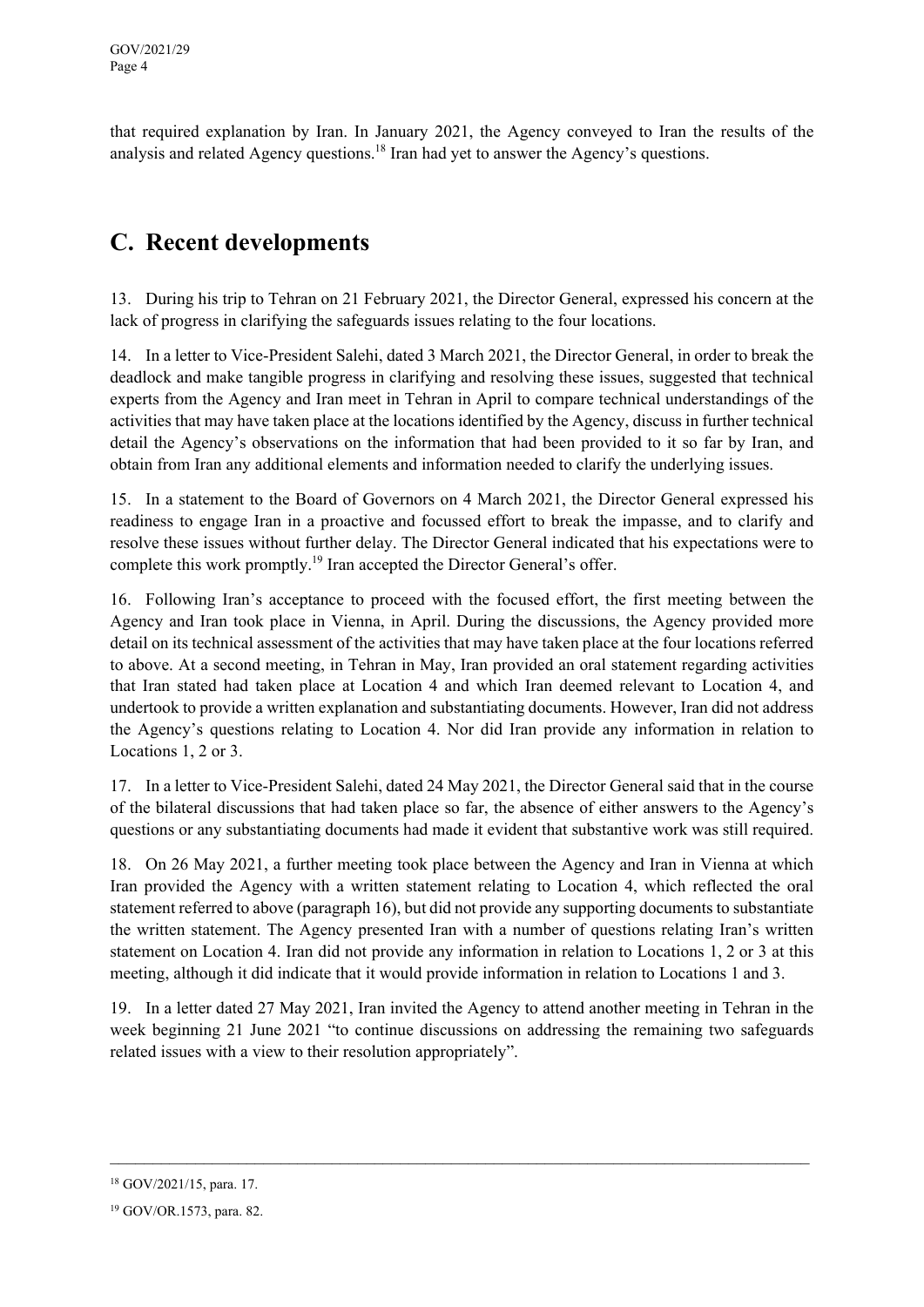that required explanation by Iran. In January 2021, the Agency conveyed to Iran the results of the analysis and related Agency questions.[18] Iran had yet to answer the Agency's questions.

## C. Recent developments

13. During his trip to Tehran on 21 February 2021, the Director General, expressed his concern at the lack of progress in clarifying the safeguards issues relating to the four locations.

14. In a letter to Vice-President Salehi, dated 3 March 2021, the Director General, in order to break the deadlock and make tangible progress in clarifying and resolving these issues, suggested that technical experts from the Agency and Iran meet in Tehran in April to compare technical understandings of the activities that may have taken place at the locations identified by the Agency, discuss in further technical detail the Agency's observations on the information that had been provided to it so far by Iran, and obtain from Iran any additional elements and information needed to clarify the underlying issues.

15. In a statement to the Board of Governors on 4 March 2021, the Director General expressed his readiness to engage Iran in a proactive and focussed effort to break the impasse, and to clarify and resolve these issues without further delay. The Director General indicated that his expectations were to complete this work promptly.[19] Iran accepted the Director General's offer.

16. Following Iran's acceptance to proceed with the focused effort, the first meeting between the Agency and Iran took place in Vienna, in April. During the discussions, the Agency provided more detail on its technical assessment of the activities that may have taken place at the four locations referred to above. At a second meeting, in Tehran in May, Iran provided an oral statement regarding activities that Iran stated had taken place at Location 4 and which Iran deemed relevant to Location 4, and undertook to provide a written explanation and substantiating documents. However, Iran did not address the Agency's questions relating to Location 4. Nor did Iran provide any information in relation to Locations 1, 2 or 3.

17. In a letter to Vice-President Salehi, dated 24 May 2021, the Director General said that in the course of the bilateral discussions that had taken place so far, the absence of either answers to the Agency's questions or any substantiating documents had made it evident that substantive work was still required.

18. On 26 May 2021, a further meeting took place between the Agency and Iran in Vienna at which Iran provided the Agency with a written statement relating to Location 4, which reflected the oral statement referred to above (paragraph 16), but did not provide any supporting documents to substantiate the written statement. The Agency presented Iran with a number of questions relating Iran's written statement on Location 4. Iran did not provide any information in relation to Locations 1, 2 or 3 at this meeting, although it did indicate that it would provide information in relation to Locations 1 and 3.

19. In a letter dated 27 May 2021, Iran invited the Agency to attend another meeting in Tehran in the week beginning 21 June 2021 "to continue discussions on addressing the remaining two safeguards related issues with a view to their resolution appropriately".

---

[18] GOV/2021/15, para. 17.

[19] GOV/OR.1573, para. 82.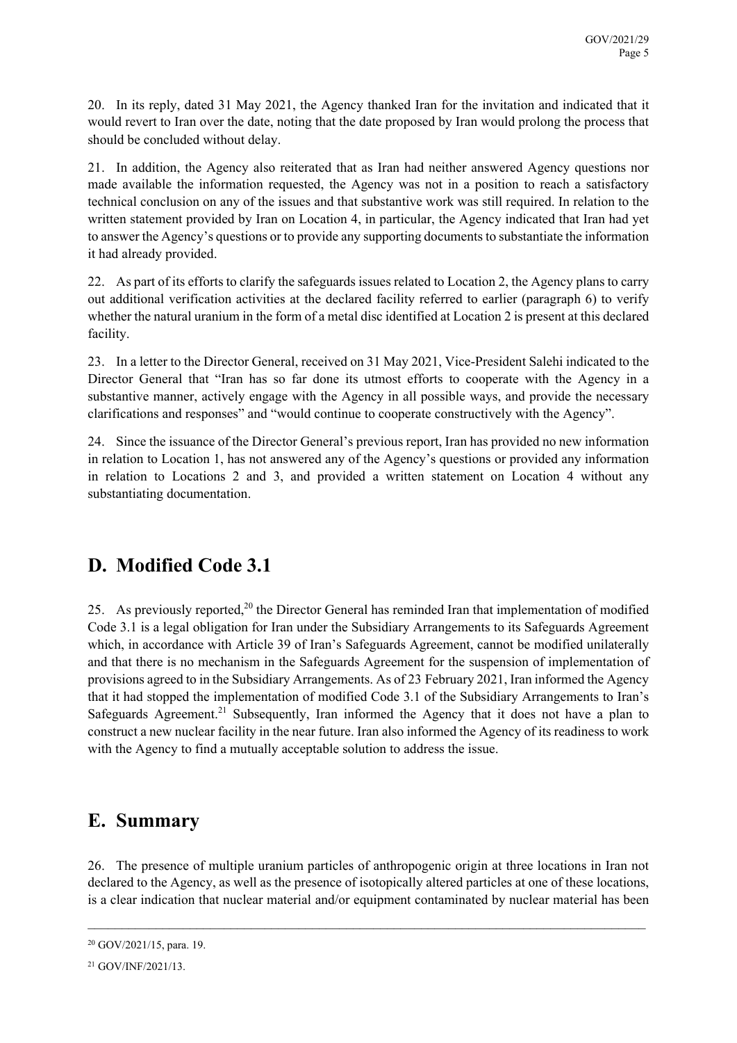20. In its reply, dated 31 May 2021, the Agency thanked Iran for the invitation and indicated that it would revert to Iran over the date, noting that the date proposed by Iran would prolong the process that should be concluded without delay.

21. In addition, the Agency also reiterated that as Iran had neither answered Agency questions nor made available the information requested, the Agency was not in a position to reach a satisfactory technical conclusion on any of the issues and that substantive work was still required. In relation to the written statement provided by Iran on Location 4, in particular, the Agency indicated that Iran had yet to answer the Agency's questions or to provide any supporting documents to substantiate the information it had already provided.

22. As part of its efforts to clarify the safeguards issues related to Location 2, the Agency plans to carry out additional verification activities at the declared facility referred to earlier (paragraph 6) to verify whether the natural uranium in the form of a metal disc identified at Location 2 is present at this declared facility.

23. In a letter to the Director General, received on 31 May 2021, Vice-President Salehi indicated to the Director General that "Iran has so far done its utmost efforts to cooperate with the Agency in a substantive manner, actively engage with the Agency in all possible ways, and provide the necessary clarifications and responses" and "would continue to cooperate constructively with the Agency".

24. Since the issuance of the Director General's previous report, Iran has provided no new information in relation to Location 1, has not answered any of the Agency's questions or provided any information in relation to Locations 2 and 3, and provided a written statement on Location 4 without any substantiating documentation.

## D. Modified Code 3.1

25. As previously reported,[20] the Director General has reminded Iran that implementation of modified Code 3.1 is a legal obligation for Iran under the Subsidiary Arrangements to its Safeguards Agreement which, in accordance with Article 39 of Iran's Safeguards Agreement, cannot be modified unilaterally and that there is no mechanism in the Safeguards Agreement for the suspension of implementation of provisions agreed to in the Subsidiary Arrangements. As of 23 February 2021, Iran informed the Agency that it had stopped the implementation of modified Code 3.1 of the Subsidiary Arrangements to Iran's Safeguards Agreement.[21] Subsequently, Iran informed the Agency that it does not have a plan to construct a new nuclear facility in the near future. Iran also informed the Agency of its readiness to work with the Agency to find a mutually acceptable solution to address the issue.

## E. Summary

26. The presence of multiple uranium particles of anthropogenic origin at three locations in Iran not declared to the Agency, as well as the presence of isotopically altered particles at one of these locations, is a clear indication that nuclear material and/or equipment contaminated by nuclear material has been

---

[20] GOV/2021/15, para. 19.

[21] GOV/INF/2021/13.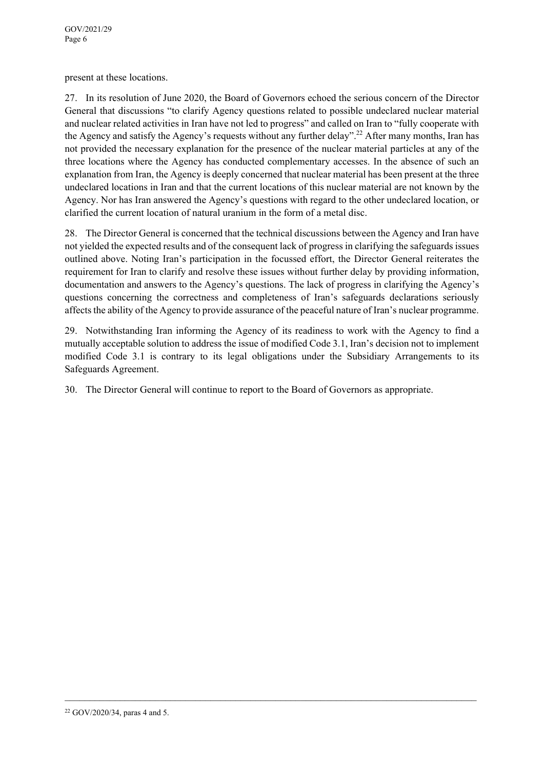present at these locations.

27. In its resolution of June 2020, the Board of Governors echoed the serious concern of the Director General that discussions "to clarify Agency questions related to possible undeclared nuclear material and nuclear related activities in Iran have not led to progress" and called on Iran to "fully cooperate with the Agency and satisfy the Agency's requests without any further delay".[22] After many months, Iran has not provided the necessary explanation for the presence of the nuclear material particles at any of the three locations where the Agency has conducted complementary accesses. In the absence of such an explanation from Iran, the Agency is deeply concerned that nuclear material has been present at the three undeclared locations in Iran and that the current locations of this nuclear material are not known by the Agency. Nor has Iran answered the Agency's questions with regard to the other undeclared location, or clarified the current location of natural uranium in the form of a metal disc.

28. The Director General is concerned that the technical discussions between the Agency and Iran have not yielded the expected results and of the consequent lack of progress in clarifying the safeguards issues outlined above. Noting Iran's participation in the focussed effort, the Director General reiterates the requirement for Iran to clarify and resolve these issues without further delay by providing information, documentation and answers to the Agency's questions. The lack of progress in clarifying the Agency's questions concerning the correctness and completeness of Iran's safeguards declarations seriously affects the ability of the Agency to provide assurance of the peaceful nature of Iran's nuclear programme.

29. Notwithstanding Iran informing the Agency of its readiness to work with the Agency to find a mutually acceptable solution to address the issue of modified Code 3.1, Iran's decision not to implement modified Code 3.1 is contrary to its legal obligations under the Subsidiary Arrangements to its Safeguards Agreement.

30. The Director General will continue to report to the Board of Governors as appropriate.

---

[22] GOV/2020/34, paras 4 and 5.